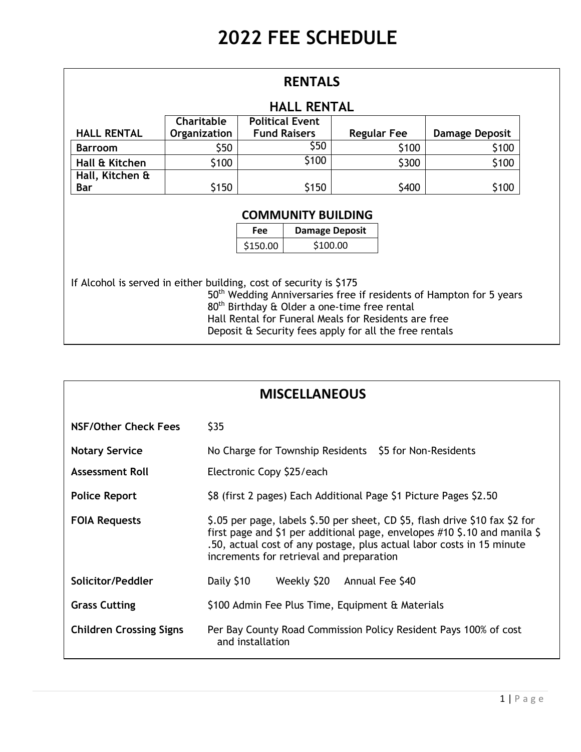# 2022 FEE SCHEDULE

## RENTALS

### HALL RENTAL

| HALL RENTAL | Charitable Organization | Political Event Fund Raisers | Regular Fee | Damage Deposit |
|---|---|---|---|---|
| Barroom | $50 | $50 | $100 | $100 |
| Hall & Kitchen | $100 | $100 | $300 | $100 |
| Hall, Kitchen & Bar | $150 | $150 | $400 | $100 |

### COMMUNITY BUILDING

| Fee | Damage Deposit |
|---|---|
| $150.00 | $100.00 |

If Alcohol is served in either building, cost of security is $175

50th Wedding Anniversaries free if residents of Hampton for 5 years
80th Birthday & Older a one-time free rental
Hall Rental for Funeral Meals for Residents are free
Deposit & Security fees apply for all the free rentals

## MISCELLANEOUS

**NSF/Other Check Fees** $35

**Notary Service** No Charge for Township Residents $5 for Non-Residents

**Assessment Roll** Electronic Copy $25/each

**Police Report** $8 (first 2 pages) Each Additional Page $1 Picture Pages $2.50

**FOIA Requests** $.05 per page, labels $.50 per sheet, CD $5, flash drive $10 fax $2 for first page and $1 per additional page, envelopes #10 $.10 and manila $ .50, actual cost of any postage, plus actual labor costs in 15 minute increments for retrieval and preparation

**Solicitor/Peddler** Daily $10 Weekly $20 Annual Fee $40

**Grass Cutting** $100 Admin Fee Plus Time, Equipment & Materials

**Children Crossing Signs** Per Bay County Road Commission Policy Resident Pays 100% of cost and installation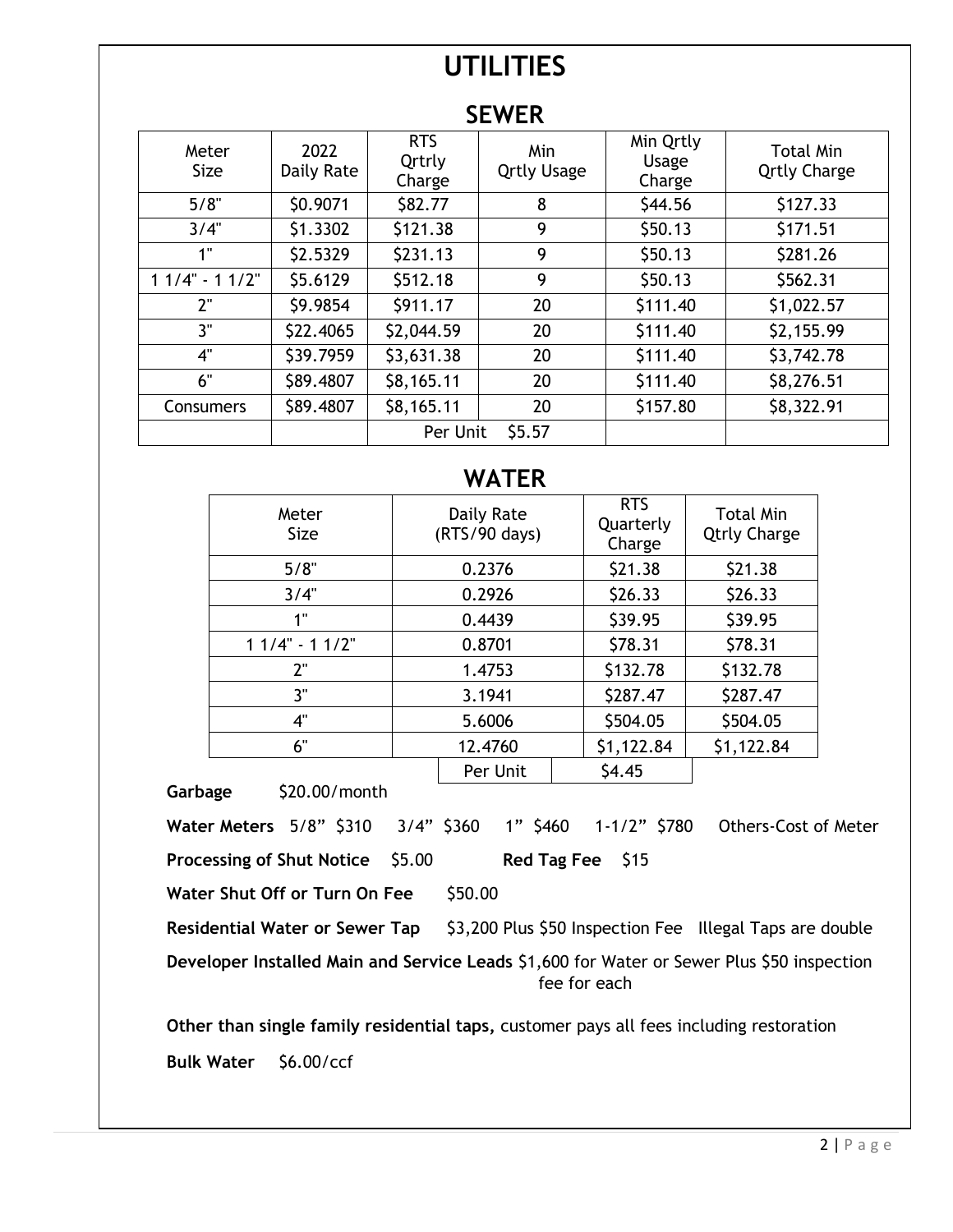# UTILITIES

## SEWER

| Meter Size | 2022 Daily Rate | RTS Qrtrly Charge | Min Qrtly Usage | Min Qrtly Usage Charge | Total Min Qrtly Charge |
|---|---|---|---|---|---|
| 5/8" | $0.9071 | $82.77 | 8 | $44.56 | $127.33 |
| 3/4" | $1.3302 | $121.38 | 9 | $50.13 | $171.51 |
| 1" | $2.5329 | $231.13 | 9 | $50.13 | $281.26 |
| 1 1/4" - 1 1/2" | $5.6129 | $512.18 | 9 | $50.13 | $562.31 |
| 2" | $9.9854 | $911.17 | 20 | $111.40 | $1,022.57 |
| 3" | $22.4065 | $2,044.59 | 20 | $111.40 | $2,155.99 |
| 4" | $39.7959 | $3,631.38 | 20 | $111.40 | $3,742.78 |
| 6" | $89.4807 | $8,165.11 | 20 | $111.40 | $8,276.51 |
| Consumers | $89.4807 | $8,165.11 | 20 | $157.80 | $8,322.91 |
| | | Per Unit $5.57 | | | |

## WATER

| Meter Size | Daily Rate (RTS/90 days) | RTS Quarterly Charge | Total Min Qrtly Charge |
|---|---|---|---|
| 5/8" | 0.2376 | $21.38 | $21.38 |
| 3/4" | 0.2926 | $26.33 | $26.33 |
| 1" | 0.4439 | $39.95 | $39.95 |
| 1 1/4" - 1 1/2" | 0.8701 | $78.31 | $78.31 |
| 2" | 1.4753 | $132.78 | $132.78 |
| 3" | 3.1941 | $287.47 | $287.47 |
| 4" | 5.6006 | $504.05 | $504.05 |
| 6" | 12.4760 | $1,122.84 | $1,122.84 |
| | Per Unit | $4.45 | |

**Garbage** $20.00/month

**Water Meters** 5/8" $310 3/4" $360 1" $460 1-1/2" $780 Others-Cost of Meter

**Processing of Shut Notice** $5.00 **Red Tag Fee** $15

**Water Shut Off or Turn On Fee** $50.00

**Residential Water or Sewer Tap** $3,200 Plus $50 Inspection Fee Illegal Taps are double

**Developer Installed Main and Service Leads** $1,600 for Water or Sewer Plus $50 inspection fee for each

**Other than single family residential taps,** customer pays all fees including restoration

**Bulk Water** $6.00/ccf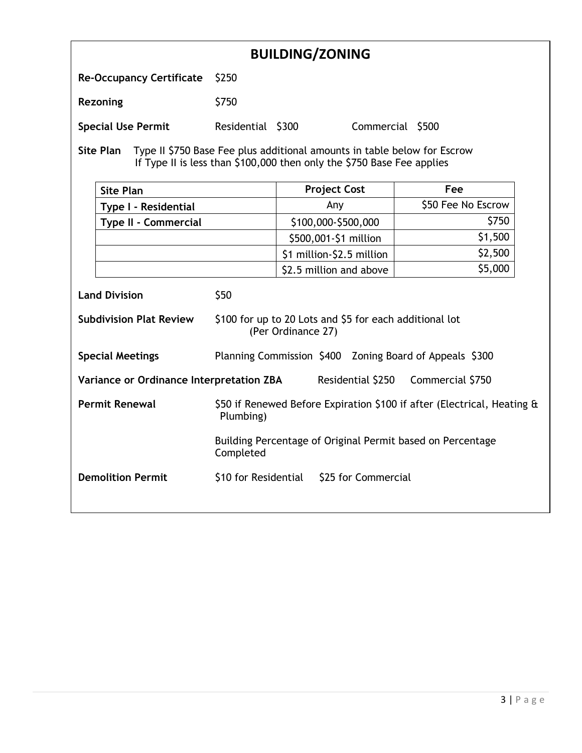# BUILDING/ZONING

**Re-Occupancy Certificate** $250

**Rezoning** $750

**Special Use Permit** Residential $300 Commercial $500

**Site Plan** Type II $750 Base Fee plus additional amounts in table below for Escrow
If Type II is less than $100,000 then only the $750 Base Fee applies

| Site Plan | Project Cost | Fee |
|---|---|---|
| **Type I - Residential** | Any | $50 Fee No Escrow |
| **Type II - Commercial** | $100,000-$500,000 | $750 |
| | $500,001-$1 million | $1,500 |
| | $1 million-$2.5 million | $2,500 |
| | $2.5 million and above | $5,000 |

**Land Division** $50

**Subdivision Plat Review** $100 for up to 20 Lots and $5 for each additional lot (Per Ordinance 27)

**Special Meetings** Planning Commission $400 Zoning Board of Appeals $300

**Variance or Ordinance Interpretation ZBA** Residential $250 Commercial $750

**Permit Renewal** $50 if Renewed Before Expiration $100 if after (Electrical, Heating & Plumbing)

Building Percentage of Original Permit based on Percentage Completed

**Demolition Permit** $10 for Residential $25 for Commercial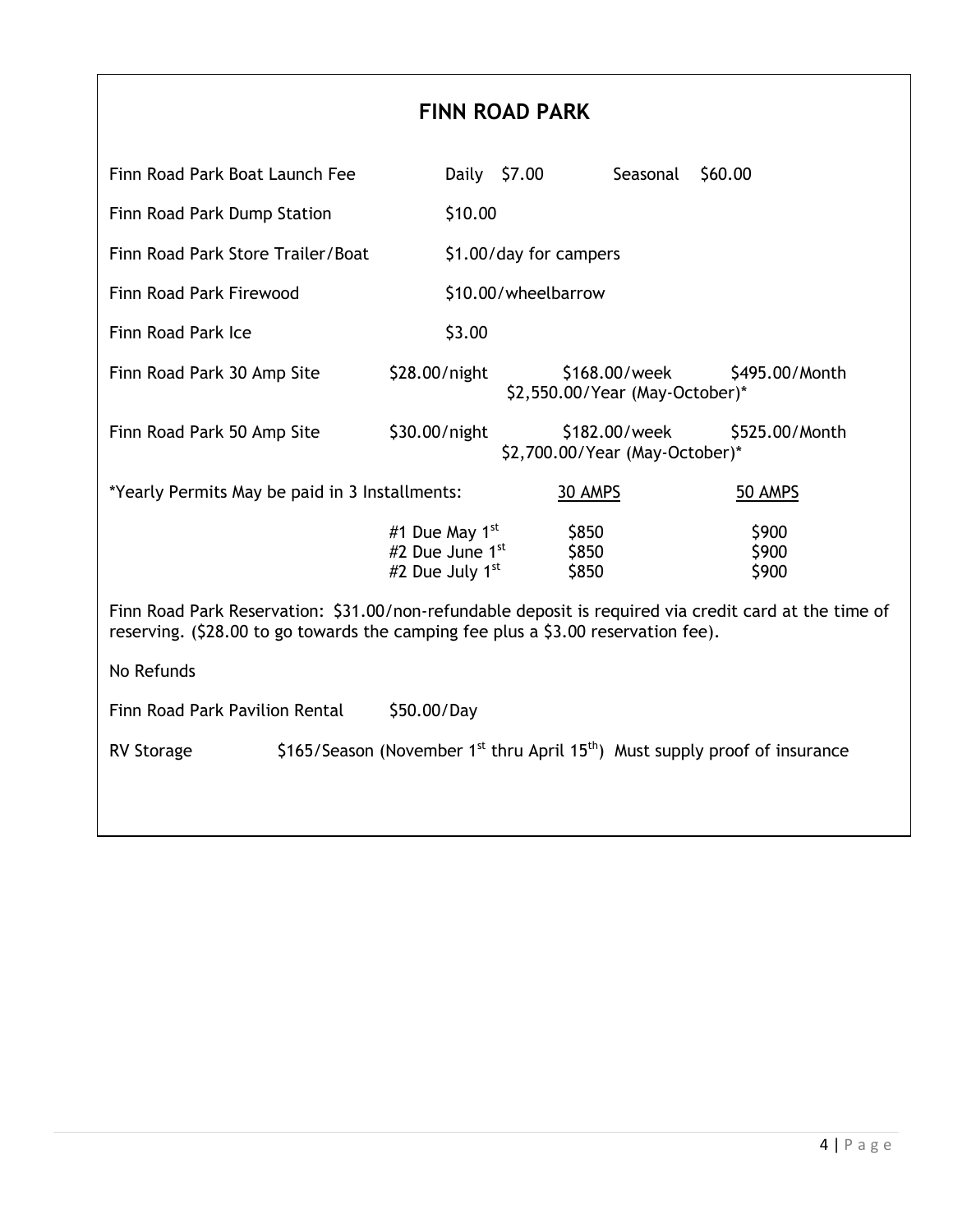## FINN ROAD PARK

| | | | |
|---|---|---|---|
| Finn Road Park Boat Launch Fee | Daily $7.00 | Seasonal $60.00 | |
| Finn Road Park Dump Station | $10.00 | | |
| Finn Road Park Store Trailer/Boat | $1.00/day for campers | | |
| Finn Road Park Firewood | $10.00/wheelbarrow | | |
| Finn Road Park Ice | $3.00 | | |
| Finn Road Park 30 Amp Site | $28.00/night | $168.00/week<br>$2,550.00/Year (May-October)* | $495.00/Month |
| Finn Road Park 50 Amp Site | $30.00/night | $182.00/week<br>$2,700.00/Year (May-October)* | $525.00/Month |

| *Yearly Permits May be paid in 3 Installments: | 30 AMPS | 50 AMPS |
|---|---|---|
| #1 Due May 1st | $850 | $900 |
| #2 Due June 1st | $850 | $900 |
| #2 Due July 1st | $850 | $900 |

Finn Road Park Reservation: $31.00/non-refundable deposit is required via credit card at the time of reserving. ($28.00 to go towards the camping fee plus a $3.00 reservation fee).

No Refunds

Finn Road Park Pavilion Rental $50.00/Day

RV Storage $165/Season (November 1st thru April 15th) Must supply proof of insurance